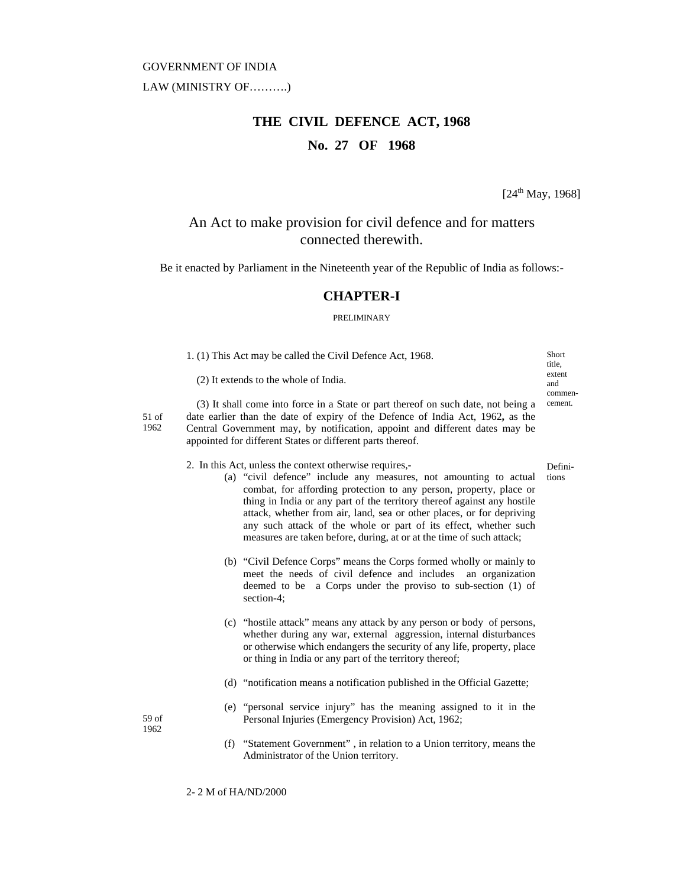GOVERNMENT OF INDIA

LAW (MINISTRY OF……….)

# THE CIVIL DEFENCE ACT, 1968

## No. 27 OF 1968

[24th May, 1968]

An Act to make provision for civil defence and for matters connected therewith.

Be it enacted by Parliament in the Nineteenth year of the Republic of India as follows:-

## CHAPTER-I

PRELIMINARY

*Short title, extent and commencement.*

1. (1) This Act may be called the Civil Defence Act, 1968.

(2) It extends to the whole of India.

(3) It shall come into force in a State or part thereof on such date, not being a date earlier than the date of expiry of the Defence of India Act, 1962**,** as the Central Government may, by notification, appoint and different dates may be appointed for different States or different parts thereof.

*51 of 1962*

*Definitions*

2. In this Act, unless the context otherwise requires,-

(a) "civil defence" include any measures, not amounting to actual combat, for affording protection to any person, property, place or thing in India or any part of the territory thereof against any hostile attack, whether from air, land, sea or other places, or for depriving any such attack of the whole or part of its effect, whether such measures are taken before, during, at or at the time of such attack;

(b) "Civil Defence Corps" means the Corps formed wholly or mainly to meet the needs of civil defence and includes an organization deemed to be a Corps under the proviso to sub-section (1) of section-4;

(c) "hostile attack" means any attack by any person or body of persons, whether during any war, external aggression, internal disturbances or otherwise which endangers the security of any life, property, place or thing in India or any part of the territory thereof;

(d) "notification means a notification published in the Official Gazette;

(e) "personal service injury" has the meaning assigned to it in the Personal Injuries (Emergency Provision) Act, 1962;

*59 of 1962*

(f) "Statement Government" , in relation to a Union territory, means the Administrator of the Union territory.

2- 2 M of HA/ND/2000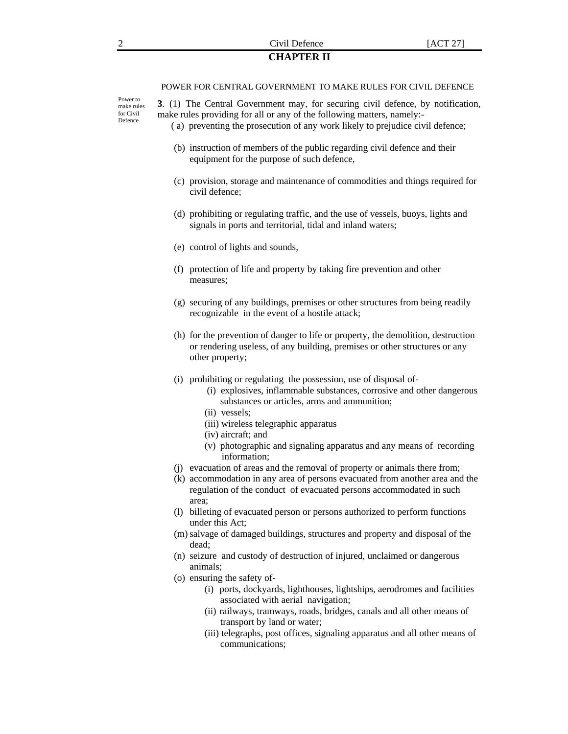## CHAPTER II

POWER FOR CENTRAL GOVERNMENT TO MAKE RULES FOR CIVIL DEFENCE

Power to make rules for Civil Defence

**3**. (1) The Central Government may, for securing civil defence, by notification, make rules providing for all or any of the following matters, namely:-

( a) preventing the prosecution of any work likely to prejudice civil defence;

(b) instruction of members of the public regarding civil defence and their equipment for the purpose of such defence,

(c) provision, storage and maintenance of commodities and things required for civil defence;

(d) prohibiting or regulating traffic, and the use of vessels, buoys, lights and signals in ports and territorial, tidal and inland waters;

(e) control of lights and sounds,

(f) protection of life and property by taking fire prevention and other measures;

(g) securing of any buildings, premises or other structures from being readily recognizable in the event of a hostile attack;

(h) for the prevention of danger to life or property, the demolition, destruction or rendering useless, of any building, premises or other structures or any other property;

(i) prohibiting or regulating the possession, use of disposal of-

(i) explosives, inflammable substances, corrosive and other dangerous substances or articles, arms and ammunition;

(ii) vessels;

(iii) wireless telegraphic apparatus

(iv) aircraft; and

(v) photographic and signaling apparatus and any means of recording information;

(j) evacuation of areas and the removal of property or animals there from;

(k) accommodation in any area of persons evacuated from another area and the regulation of the conduct of evacuated persons accommodated in such area;

(l) billeting of evacuated person or persons authorized to perform functions under this Act;

(m) salvage of damaged buildings, structures and property and disposal of the dead;

(n) seizure and custody of destruction of injured, unclaimed or dangerous animals;

(o) ensuring the safety of-

(i) ports, dockyards, lighthouses, lightships, aerodromes and facilities associated with aerial navigation;

(ii) railways, tramways, roads, bridges, canals and all other means of transport by land or water;

(iii) telegraphs, post offices, signaling apparatus and all other means of communications;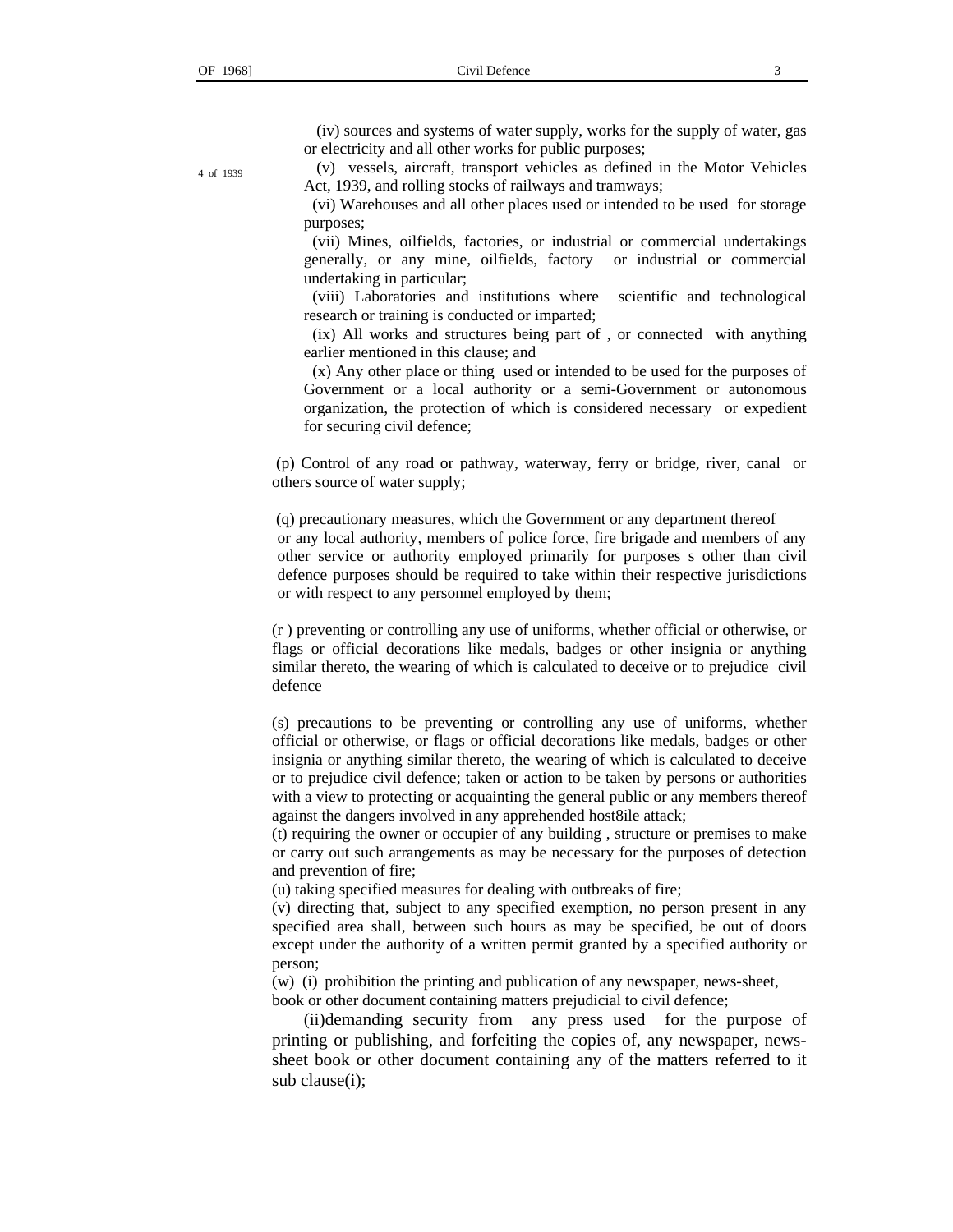(iv) sources and systems of water supply, works for the supply of water, gas or electricity and all other works for public purposes;

4 of 1939

(v) vessels, aircraft, transport vehicles as defined in the Motor Vehicles Act, 1939, and rolling stocks of railways and tramways;

(vi) Warehouses and all other places used or intended to be used for storage purposes;

(vii) Mines, oilfields, factories, or industrial or commercial undertakings generally, or any mine, oilfields, factory or industrial or commercial undertaking in particular;

(viii) Laboratories and institutions where scientific and technological research or training is conducted or imparted;

(ix) All works and structures being part of , or connected with anything earlier mentioned in this clause; and

(x) Any other place or thing used or intended to be used for the purposes of Government or a local authority or a semi-Government or autonomous organization, the protection of which is considered necessary or expedient for securing civil defence;

(p) Control of any road or pathway, waterway, ferry or bridge, river, canal or others source of water supply;

(q) precautionary measures, which the Government or any department thereof or any local authority, members of police force, fire brigade and members of any other service or authority employed primarily for purposes s other than civil defence purposes should be required to take within their respective jurisdictions or with respect to any personnel employed by them;

(r ) preventing or controlling any use of uniforms, whether official or otherwise, or flags or official decorations like medals, badges or other insignia or anything similar thereto, the wearing of which is calculated to deceive or to prejudice civil defence

(s) precautions to be preventing or controlling any use of uniforms, whether official or otherwise, or flags or official decorations like medals, badges or other insignia or anything similar thereto, the wearing of which is calculated to deceive or to prejudice civil defence; taken or action to be taken by persons or authorities with a view to protecting or acquainting the general public or any members thereof against the dangers involved in any apprehended host8ile attack;

(t) requiring the owner or occupier of any building , structure or premises to make or carry out such arrangements as may be necessary for the purposes of detection and prevention of fire;

(u) taking specified measures for dealing with outbreaks of fire;

(v) directing that, subject to any specified exemption, no person present in any specified area shall, between such hours as may be specified, be out of doors except under the authority of a written permit granted by a specified authority or person;

(w) (i) prohibition the printing and publication of any newspaper, news-sheet, book or other document containing matters prejudicial to civil defence;

(ii)demanding security from any press used for the purpose of printing or publishing, and forfeiting the copies of, any newspaper, news-sheet book or other document containing any of the matters referred to it sub clause(i);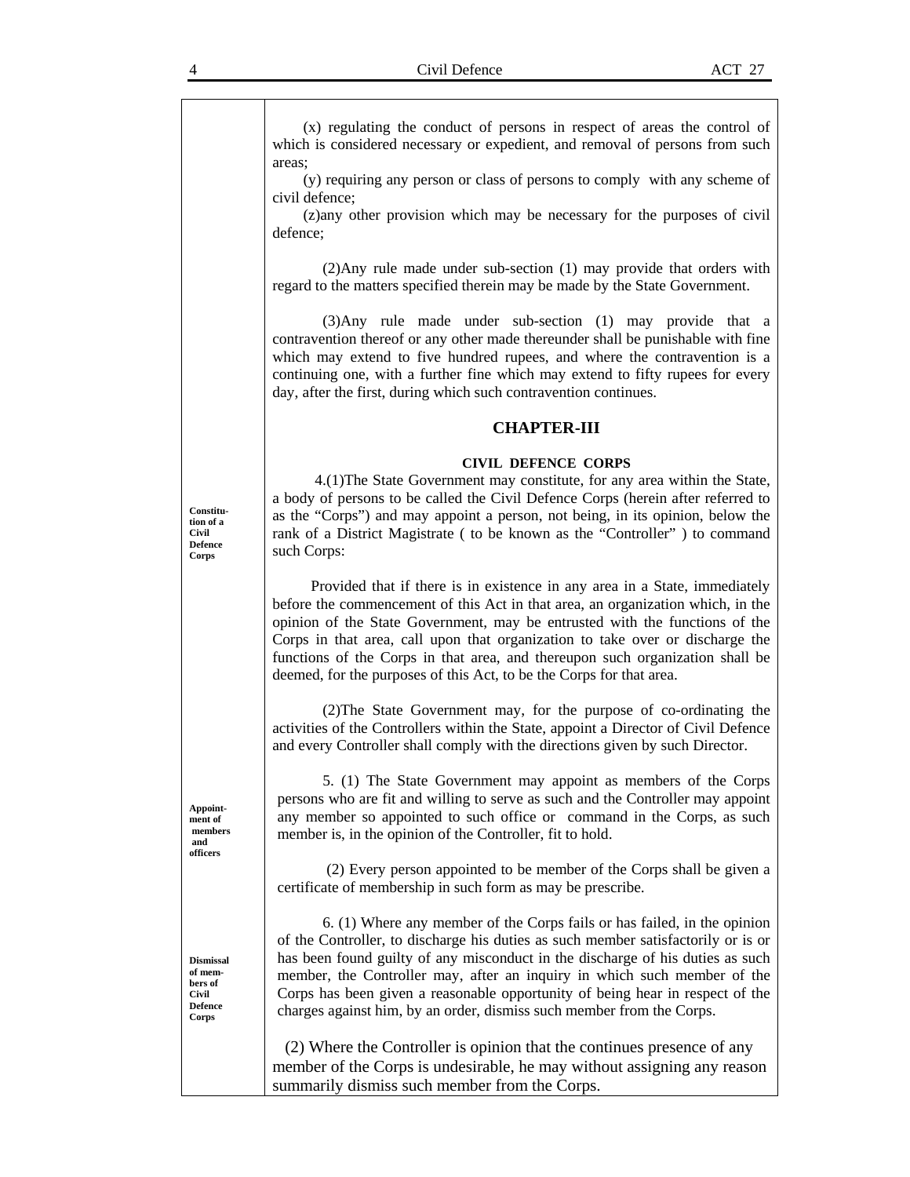(x) regulating the conduct of persons in respect of areas the control of which is considered necessary or expedient, and removal of persons from such areas;

(y) requiring any person or class of persons to comply with any scheme of civil defence;

(z)any other provision which may be necessary for the purposes of civil defence;

(2)Any rule made under sub-section (1) may provide that orders with regard to the matters specified therein may be made by the State Government.

(3)Any rule made under sub-section (1) may provide that a contravention thereof or any other made thereunder shall be punishable with fine which may extend to five hundred rupees, and where the contravention is a continuing one, with a further fine which may extend to fifty rupees for every day, after the first, during which such contravention continues.

## CHAPTER-III

### CIVIL DEFENCE CORPS

**Constitution of a Civil Defence Corps**

4.(1)The State Government may constitute, for any area within the State, a body of persons to be called the Civil Defence Corps (herein after referred to as the "Corps") and may appoint a person, not being, in its opinion, below the rank of a District Magistrate ( to be known as the "Controller" ) to command such Corps:

Provided that if there is in existence in any area in a State, immediately before the commencement of this Act in that area, an organization which, in the opinion of the State Government, may be entrusted with the functions of the Corps in that area, call upon that organization to take over or discharge the functions of the Corps in that area, and thereupon such organization shall be deemed, for the purposes of this Act, to be the Corps for that area.

(2)The State Government may, for the purpose of co-ordinating the activities of the Controllers within the State, appoint a Director of Civil Defence and every Controller shall comply with the directions given by such Director.

**Appointment of members and officers**

5. (1) The State Government may appoint as members of the Corps persons who are fit and willing to serve as such and the Controller may appoint any member so appointed to such office or command in the Corps, as such member is, in the opinion of the Controller, fit to hold.

(2) Every person appointed to be member of the Corps shall be given a certificate of membership in such form as may be prescribe.

**Dismissal of members of Civil Defence Corps**

6. (1) Where any member of the Corps fails or has failed, in the opinion of the Controller, to discharge his duties as such member satisfactorily or is or has been found guilty of any misconduct in the discharge of his duties as such member, the Controller may, after an inquiry in which such member of the Corps has been given a reasonable opportunity of being hear in respect of the charges against him, by an order, dismiss such member from the Corps.

(2) Where the Controller is opinion that the continues presence of any member of the Corps is undesirable, he may without assigning any reason summarily dismiss such member from the Corps.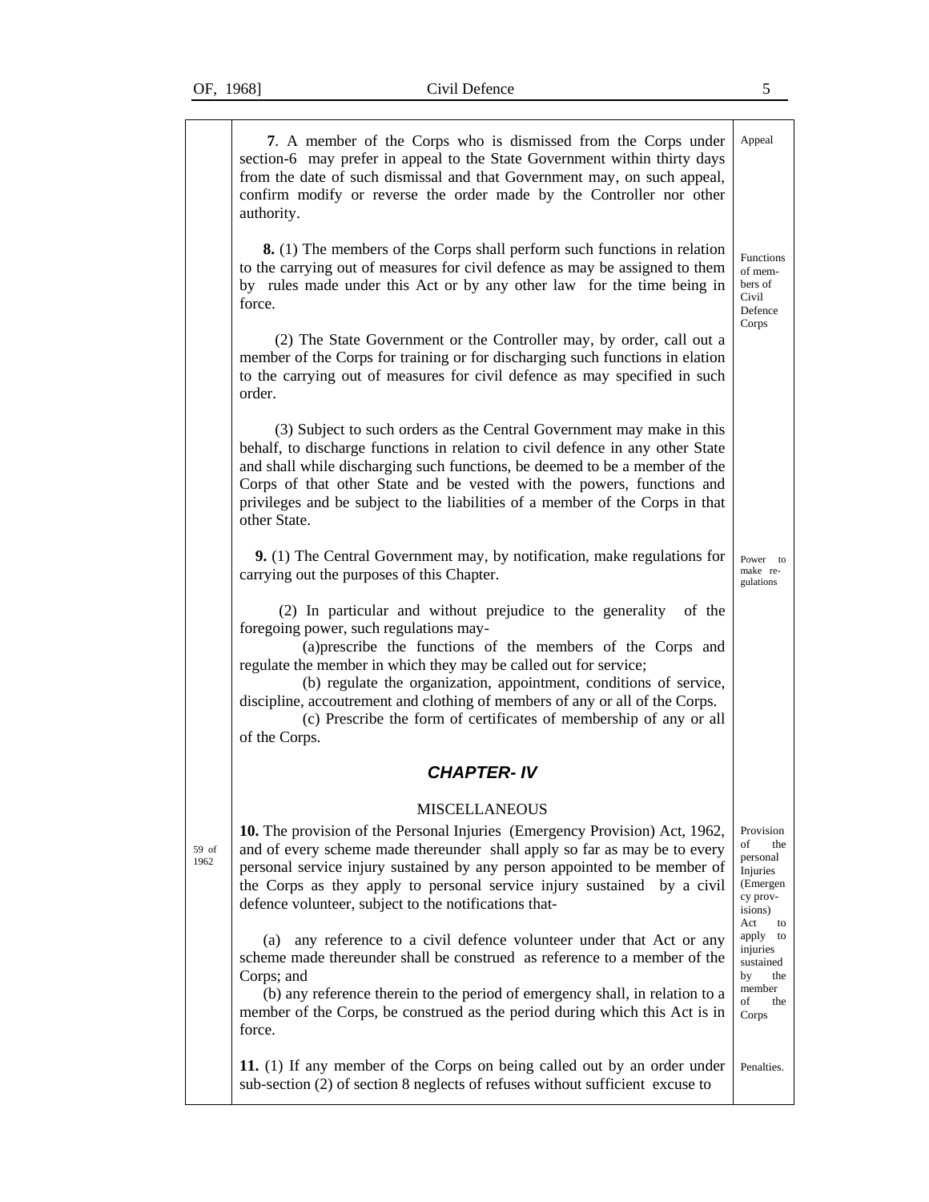**7**. A member of the Corps who is dismissed from the Corps under section-6 may prefer in appeal to the State Government within thirty days from the date of such dismissal and that Government may, on such appeal, confirm modify or reverse the order made by the Controller nor other authority.

Appeal

**8.** (1) The members of the Corps shall perform such functions in relation to the carrying out of measures for civil defence as may be assigned to them by rules made under this Act or by any other law for the time being in force.

Functions of members of Civil Defence Corps

(2) The State Government or the Controller may, by order, call out a member of the Corps for training or for discharging such functions in elation to the carrying out of measures for civil defence as may specified in such order.

(3) Subject to such orders as the Central Government may make in this behalf, to discharge functions in relation to civil defence in any other State and shall while discharging such functions, be deemed to be a member of the Corps of that other State and be vested with the powers, functions and privileges and be subject to the liabilities of a member of the Corps in that other State.

**9.** (1) The Central Government may, by notification, make regulations for carrying out the purposes of this Chapter.

Power to make regulations

(2) In particular and without prejudice to the generality of the foregoing power, such regulations may-

(a)prescribe the functions of the members of the Corps and regulate the member in which they may be called out for service;

(b) regulate the organization, appointment, conditions of service, discipline, accoutrement and clothing of members of any or all of the Corps.

(c) Prescribe the form of certificates of membership of any or all of the Corps.

## *CHAPTER- IV*

MISCELLANEOUS

**10.** The provision of the Personal Injuries (Emergency Provision) Act, 1962, and of every scheme made thereunder shall apply so far as may be to every personal service injury sustained by any person appointed to be member of the Corps as they apply to personal service injury sustained by a civil defence volunteer, subject to the notifications that-

59 of 1962

Provision of the personal Injuries (Emergency provisions) Act to apply to injuries sustained by the member of the Corps

(a) any reference to a civil defence volunteer under that Act or any scheme made thereunder shall be construed as reference to a member of the Corps; and

(b) any reference therein to the period of emergency shall, in relation to a member of the Corps, be construed as the period during which this Act is in force.

**11.** (1) If any member of the Corps on being called out by an order under sub-section (2) of section 8 neglects of refuses without sufficient excuse to

Penalties.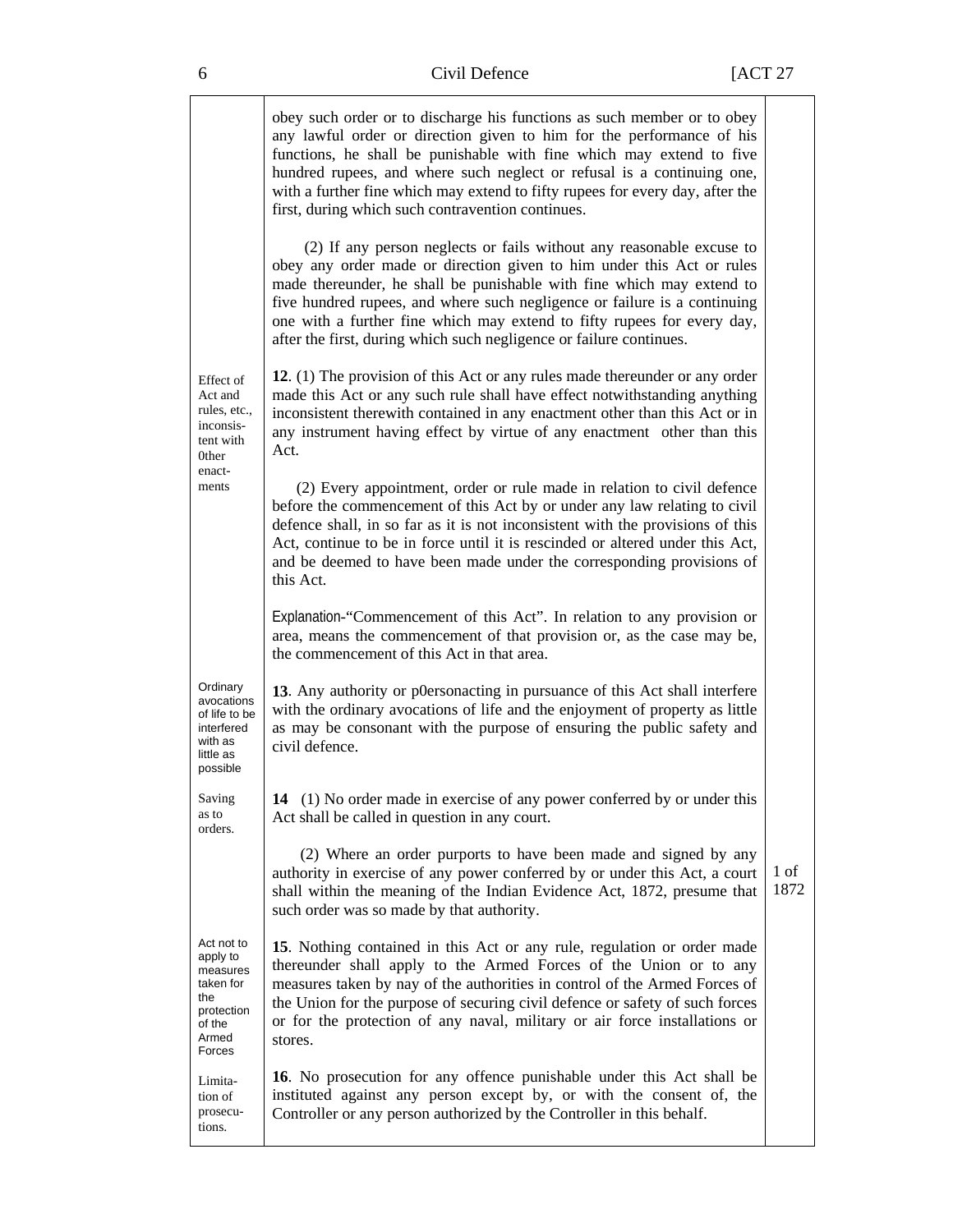obey such order or to discharge his functions as such member or to obey any lawful order or direction given to him for the performance of his functions, he shall be punishable with fine which may extend to five hundred rupees, and where such neglect or refusal is a continuing one, with a further fine which may extend to fifty rupees for every day, after the first, during which such contravention continues.

(2) If any person neglects or fails without any reasonable excuse to obey any order made or direction given to him under this Act or rules made thereunder, he shall be punishable with fine which may extend to five hundred rupees, and where such negligence or failure is a continuing one with a further fine which may extend to fifty rupees for every day, after the first, during which such negligence or failure continues.

*Effect of Act and rules, etc., inconsistent with 0ther enactments*

**12**. (1) The provision of this Act or any rules made thereunder or any order made this Act or any such rule shall have effect notwithstanding anything inconsistent therewith contained in any enactment other than this Act or in any instrument having effect by virtue of any enactment other than this Act.

(2) Every appointment, order or rule made in relation to civil defence before the commencement of this Act by or under any law relating to civil defence shall, in so far as it is not inconsistent with the provisions of this Act, continue to be in force until it is rescinded or altered under this Act, and be deemed to have been made under the corresponding provisions of this Act.

Explanation-"Commencement of this Act". In relation to any provision or area, means the commencement of that provision or, as the case may be, the commencement of this Act in that area.

*Ordinary avocations of life to be interfered with as little as possible*

**13**. Any authority or p0ersonacting in pursuance of this Act shall interfere with the ordinary avocations of life and the enjoyment of property as little as may be consonant with the purpose of ensuring the public safety and civil defence.

*Saving as to orders.*

**14** (1) No order made in exercise of any power conferred by or under this Act shall be called in question in any court.

(2) Where an order purports to have been made and signed by any authority in exercise of any power conferred by or under this Act, a court shall within the meaning of the Indian Evidence Act, 1872, presume that such order was so made by that authority. *1 of 1872*

*Act not to apply to measures taken for the protection of the Armed Forces*

**15**. Nothing contained in this Act or any rule, regulation or order made thereunder shall apply to the Armed Forces of the Union or to any measures taken by nay of the authorities in control of the Armed Forces of the Union for the purpose of securing civil defence or safety of such forces or for the protection of any naval, military or air force installations or stores.

*Limitation of prosecutions.*

**16**. No prosecution for any offence punishable under this Act shall be instituted against any person except by, or with the consent of, the Controller or any person authorized by the Controller in this behalf.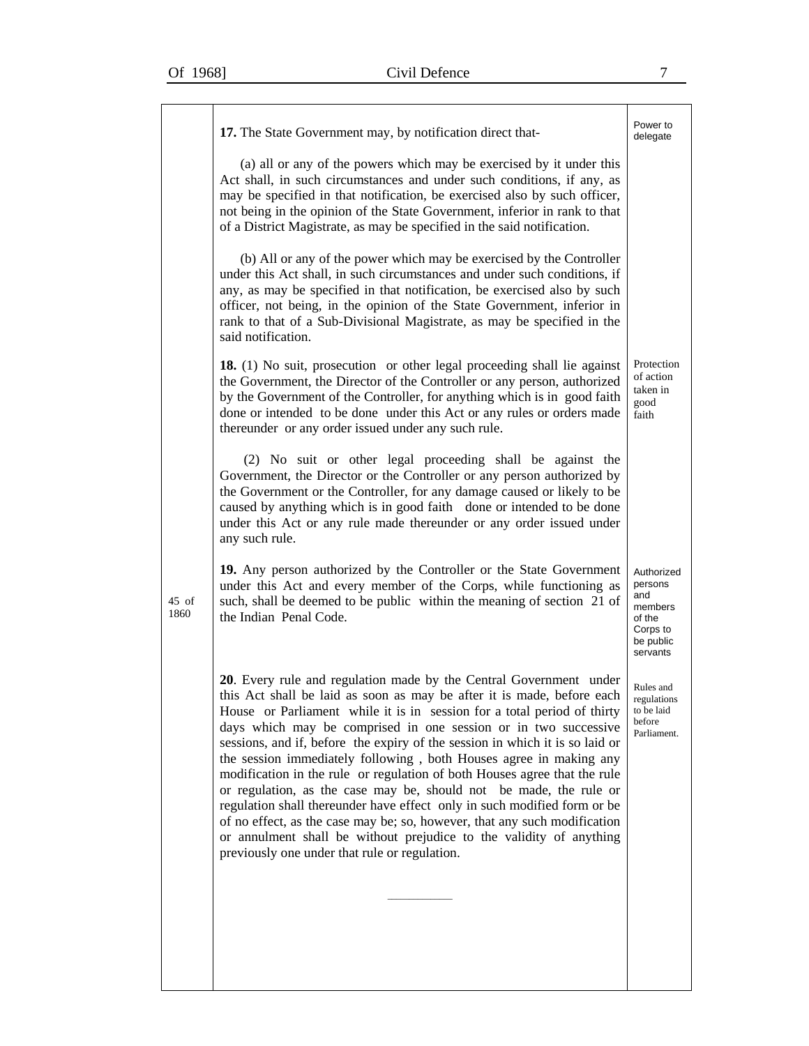**17.** The State Government may, by notification direct that-

*Power to delegate*

(a) all or any of the powers which may be exercised by it under this Act shall, in such circumstances and under such conditions, if any, as may be specified in that notification, be exercised also by such officer, not being in the opinion of the State Government, inferior in rank to that of a District Magistrate, as may be specified in the said notification.

(b) All or any of the power which may be exercised by the Controller under this Act shall, in such circumstances and under such conditions, if any, as may be specified in that notification, be exercised also by such officer, not being, in the opinion of the State Government, inferior in rank to that of a Sub-Divisional Magistrate, as may be specified in the said notification.

*Protection of action taken in good faith*

**18.** (1) No suit, prosecution or other legal proceeding shall lie against the Government, the Director of the Controller or any person, authorized by the Government of the Controller, for anything which is in good faith done or intended to be done under this Act or any rules or orders made thereunder or any order issued under any such rule.

(2) No suit or other legal proceeding shall be against the Government, the Director or the Controller or any person authorized by the Government or the Controller, for any damage caused or likely to be caused by anything which is in good faith done or intended to be done under this Act or any rule made thereunder or any order issued under any such rule.

*Authorized persons and members of the Corps to be public servants*

*45 of 1860*

**19.** Any person authorized by the Controller or the State Government under this Act and every member of the Corps, while functioning as such, shall be deemed to be public within the meaning of section 21 of the Indian Penal Code.

*Rules and regulations to be laid before Parliament.*

**20**. Every rule and regulation made by the Central Government under this Act shall be laid as soon as may be after it is made, before each House or Parliament while it is in session for a total period of thirty days which may be comprised in one session or in two successive sessions, and if, before the expiry of the session in which it is so laid or the session immediately following , both Houses agree in making any modification in the rule or regulation of both Houses agree that the rule or regulation, as the case may be, should not be made, the rule or regulation shall thereunder have effect only in such modified form or be of no effect, as the case may be; so, however, that any such modification or annulment shall be without prejudice to the validity of anything previously one under that rule or regulation.

---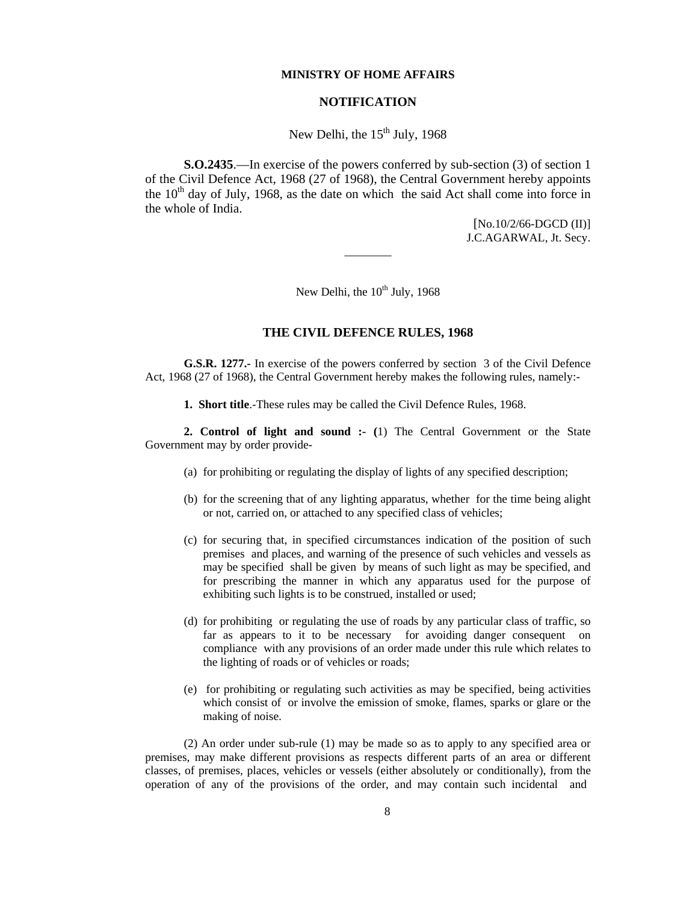**MINISTRY OF HOME AFFAIRS**

**NOTIFICATION**

New Delhi, the 15th July, 1968

**S.O.2435**.—In exercise of the powers conferred by sub-section (3) of section 1 of the Civil Defence Act, 1968 (27 of 1968), the Central Government hereby appoints the 10th day of July, 1968, as the date on which the said Act shall come into force in the whole of India.

[No.10/2/66-DGCD (II)]
J.C.AGARWAL, Jt. Secy.

---

New Delhi, the 10th July, 1968

## THE CIVIL DEFENCE RULES, 1968

**G.S.R. 1277.-** In exercise of the powers conferred by section 3 of the Civil Defence Act, 1968 (27 of 1968), the Central Government hereby makes the following rules, namely:-

**1. Short title**.-These rules may be called the Civil Defence Rules, 1968.

**2. Control of light and sound :- (**1) The Central Government or the State Government may by order provide-

(a) for prohibiting or regulating the display of lights of any specified description;

(b) for the screening that of any lighting apparatus, whether for the time being alight or not, carried on, or attached to any specified class of vehicles;

(c) for securing that, in specified circumstances indication of the position of such premises and places, and warning of the presence of such vehicles and vessels as may be specified shall be given by means of such light as may be specified, and for prescribing the manner in which any apparatus used for the purpose of exhibiting such lights is to be construed, installed or used;

(d) for prohibiting or regulating the use of roads by any particular class of traffic, so far as appears to it to be necessary for avoiding danger consequent on compliance with any provisions of an order made under this rule which relates to the lighting of roads or of vehicles or roads;

(e) for prohibiting or regulating such activities as may be specified, being activities which consist of or involve the emission of smoke, flames, sparks or glare or the making of noise.

(2) An order under sub-rule (1) may be made so as to apply to any specified area or premises, may make different provisions as respects different parts of an area or different classes, of premises, places, vehicles or vessels (either absolutely or conditionally), from the operation of any of the provisions of the order, and may contain such incidental and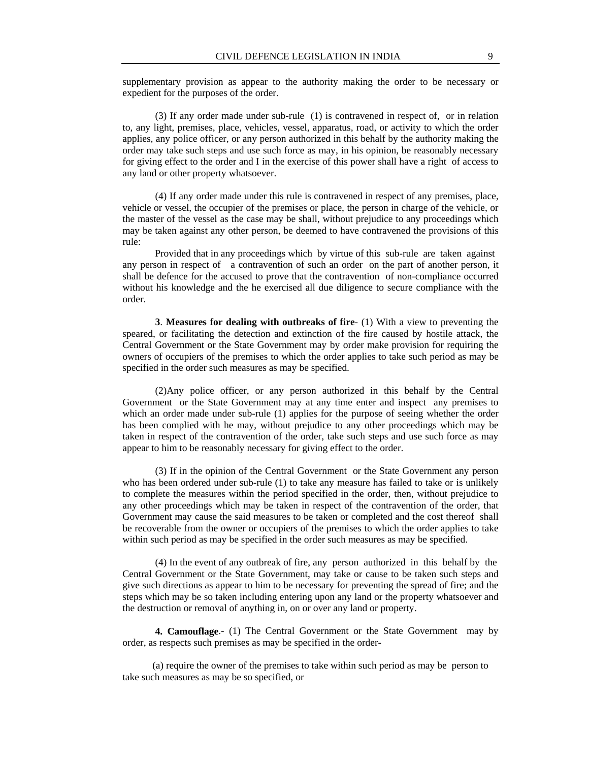supplementary provision as appear to the authority making the order to be necessary or expedient for the purposes of the order.

(3) If any order made under sub-rule (1) is contravened in respect of, or in relation to, any light, premises, place, vehicles, vessel, apparatus, road, or activity to which the order applies, any police officer, or any person authorized in this behalf by the authority making the order may take such steps and use such force as may, in his opinion, be reasonably necessary for giving effect to the order and I in the exercise of this power shall have a right of access to any land or other property whatsoever.

(4) If any order made under this rule is contravened in respect of any premises, place, vehicle or vessel, the occupier of the premises or place, the person in charge of the vehicle, or the master of the vessel as the case may be shall, without prejudice to any proceedings which may be taken against any other person, be deemed to have contravened the provisions of this rule:

Provided that in any proceedings which by virtue of this sub-rule are taken against any person in respect of a contravention of such an order on the part of another person, it shall be defence for the accused to prove that the contravention of non-compliance occurred without his knowledge and the he exercised all due diligence to secure compliance with the order.

**3**. **Measures for dealing with outbreaks of fire**- (1) With a view to preventing the speared, or facilitating the detection and extinction of the fire caused by hostile attack, the Central Government or the State Government may by order make provision for requiring the owners of occupiers of the premises to which the order applies to take such period as may be specified in the order such measures as may be specified.

(2)Any police officer, or any person authorized in this behalf by the Central Government or the State Government may at any time enter and inspect any premises to which an order made under sub-rule (1) applies for the purpose of seeing whether the order has been complied with he may, without prejudice to any other proceedings which may be taken in respect of the contravention of the order, take such steps and use such force as may appear to him to be reasonably necessary for giving effect to the order.

(3) If in the opinion of the Central Government or the State Government any person who has been ordered under sub-rule (1) to take any measure has failed to take or is unlikely to complete the measures within the period specified in the order, then, without prejudice to any other proceedings which may be taken in respect of the contravention of the order, that Government may cause the said measures to be taken or completed and the cost thereof shall be recoverable from the owner or occupiers of the premises to which the order applies to take within such period as may be specified in the order such measures as may be specified.

(4) In the event of any outbreak of fire, any person authorized in this behalf by the Central Government or the State Government, may take or cause to be taken such steps and give such directions as appear to him to be necessary for preventing the spread of fire; and the steps which may be so taken including entering upon any land or the property whatsoever and the destruction or removal of anything in, on or over any land or property.

**4. Camouflage**.- (1) The Central Government or the State Government may by order, as respects such premises as may be specified in the order-

(a) require the owner of the premises to take within such period as may be person to take such measures as may be so specified, or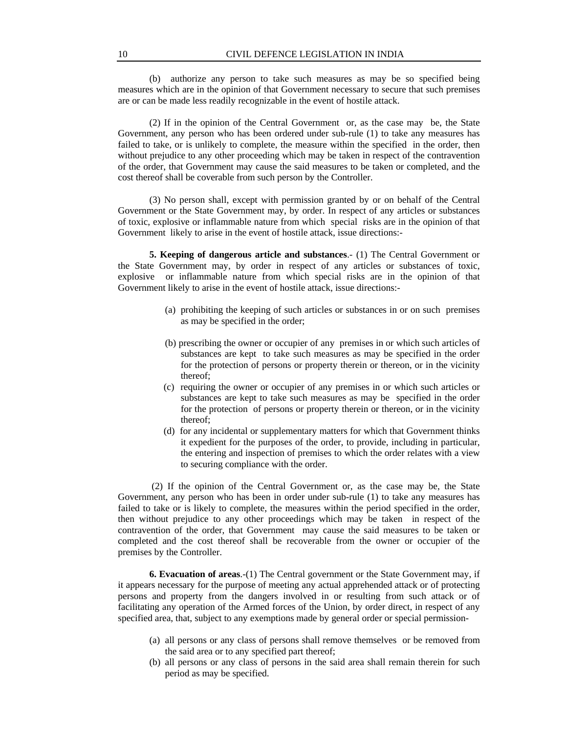(b) authorize any person to take such measures as may be so specified being measures which are in the opinion of that Government necessary to secure that such premises are or can be made less readily recognizable in the event of hostile attack.

(2) If in the opinion of the Central Government or, as the case may be, the State Government, any person who has been ordered under sub-rule (1) to take any measures has failed to take, or is unlikely to complete, the measure within the specified in the order, then without prejudice to any other proceeding which may be taken in respect of the contravention of the order, that Government may cause the said measures to be taken or completed, and the cost thereof shall be coverable from such person by the Controller.

(3) No person shall, except with permission granted by or on behalf of the Central Government or the State Government may, by order. In respect of any articles or substances of toxic, explosive or inflammable nature from which special risks are in the opinion of that Government likely to arise in the event of hostile attack, issue directions:-

**5. Keeping of dangerous article and substances**.- (1) The Central Government or the State Government may, by order in respect of any articles or substances of toxic, explosive or inflammable nature from which special risks are in the opinion of that Government likely to arise in the event of hostile attack, issue directions:-

(a) prohibiting the keeping of such articles or substances in or on such premises as may be specified in the order;

(b) prescribing the owner or occupier of any premises in or which such articles of substances are kept to take such measures as may be specified in the order for the protection of persons or property therein or thereon, or in the vicinity thereof;

(c) requiring the owner or occupier of any premises in or which such articles or substances are kept to take such measures as may be specified in the order for the protection of persons or property therein or thereon, or in the vicinity thereof;

(d) for any incidental or supplementary matters for which that Government thinks it expedient for the purposes of the order, to provide, including in particular, the entering and inspection of premises to which the order relates with a view to securing compliance with the order.

(2) If the opinion of the Central Government or, as the case may be, the State Government, any person who has been in order under sub-rule (1) to take any measures has failed to take or is likely to complete, the measures within the period specified in the order, then without prejudice to any other proceedings which may be taken in respect of the contravention of the order, that Government may cause the said measures to be taken or completed and the cost thereof shall be recoverable from the owner or occupier of the premises by the Controller.

**6. Evacuation of areas**.-(1) The Central government or the State Government may, if it appears necessary for the purpose of meeting any actual apprehended attack or of protecting persons and property from the dangers involved in or resulting from such attack or of facilitating any operation of the Armed forces of the Union, by order direct, in respect of any specified area, that, subject to any exemptions made by general order or special permission-

(a) all persons or any class of persons shall remove themselves or be removed from the said area or to any specified part thereof;

(b) all persons or any class of persons in the said area shall remain therein for such period as may be specified.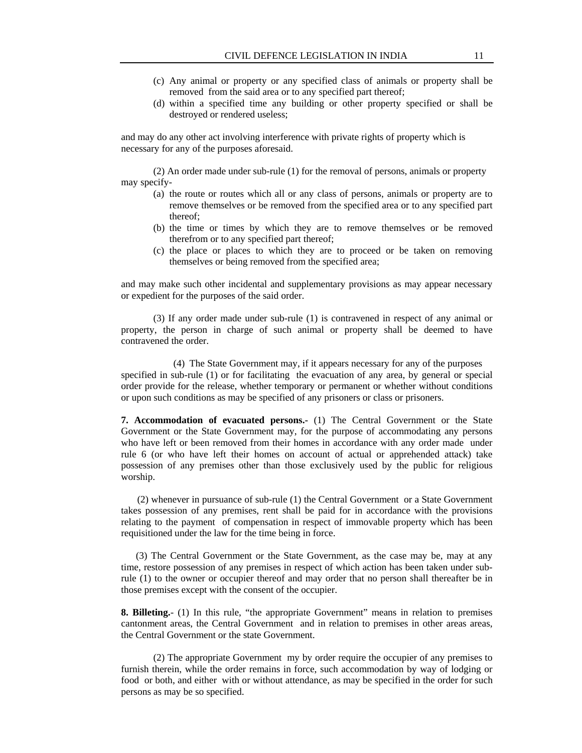(c) Any animal or property or any specified class of animals or property shall be removed from the said area or to any specified part thereof;

(d) within a specified time any building or other property specified or shall be destroyed or rendered useless;

and may do any other act involving interference with private rights of property which is necessary for any of the purposes aforesaid.

(2) An order made under sub-rule (1) for the removal of persons, animals or property may specify-

(a) the route or routes which all or any class of persons, animals or property are to remove themselves or be removed from the specified area or to any specified part thereof;

(b) the time or times by which they are to remove themselves or be removed therefrom or to any specified part thereof;

(c) the place or places to which they are to proceed or be taken on removing themselves or being removed from the specified area;

and may make such other incidental and supplementary provisions as may appear necessary or expedient for the purposes of the said order.

(3) If any order made under sub-rule (1) is contravened in respect of any animal or property, the person in charge of such animal or property shall be deemed to have contravened the order.

(4) The State Government may, if it appears necessary for any of the purposes specified in sub-rule (1) or for facilitating the evacuation of any area, by general or special order provide for the release, whether temporary or permanent or whether without conditions or upon such conditions as may be specified of any prisoners or class or prisoners.

**7. Accommodation of evacuated persons.-** (1) The Central Government or the State Government or the State Government may, for the purpose of accommodating any persons who have left or been removed from their homes in accordance with any order made under rule 6 (or who have left their homes on account of actual or apprehended attack) take possession of any premises other than those exclusively used by the public for religious worship.

(2) whenever in pursuance of sub-rule (1) the Central Government or a State Government takes possession of any premises, rent shall be paid for in accordance with the provisions relating to the payment of compensation in respect of immovable property which has been requisitioned under the law for the time being in force.

(3) The Central Government or the State Government, as the case may be, may at any time, restore possession of any premises in respect of which action has been taken under sub-rule (1) to the owner or occupier thereof and may order that no person shall thereafter be in those premises except with the consent of the occupier.

**8. Billeting.**- (1) In this rule, "the appropriate Government" means in relation to premises cantonment areas, the Central Government and in relation to premises in other areas areas, the Central Government or the state Government.

(2) The appropriate Government my by order require the occupier of any premises to furnish therein, while the order remains in force, such accommodation by way of lodging or food or both, and either with or without attendance, as may be specified in the order for such persons as may be so specified.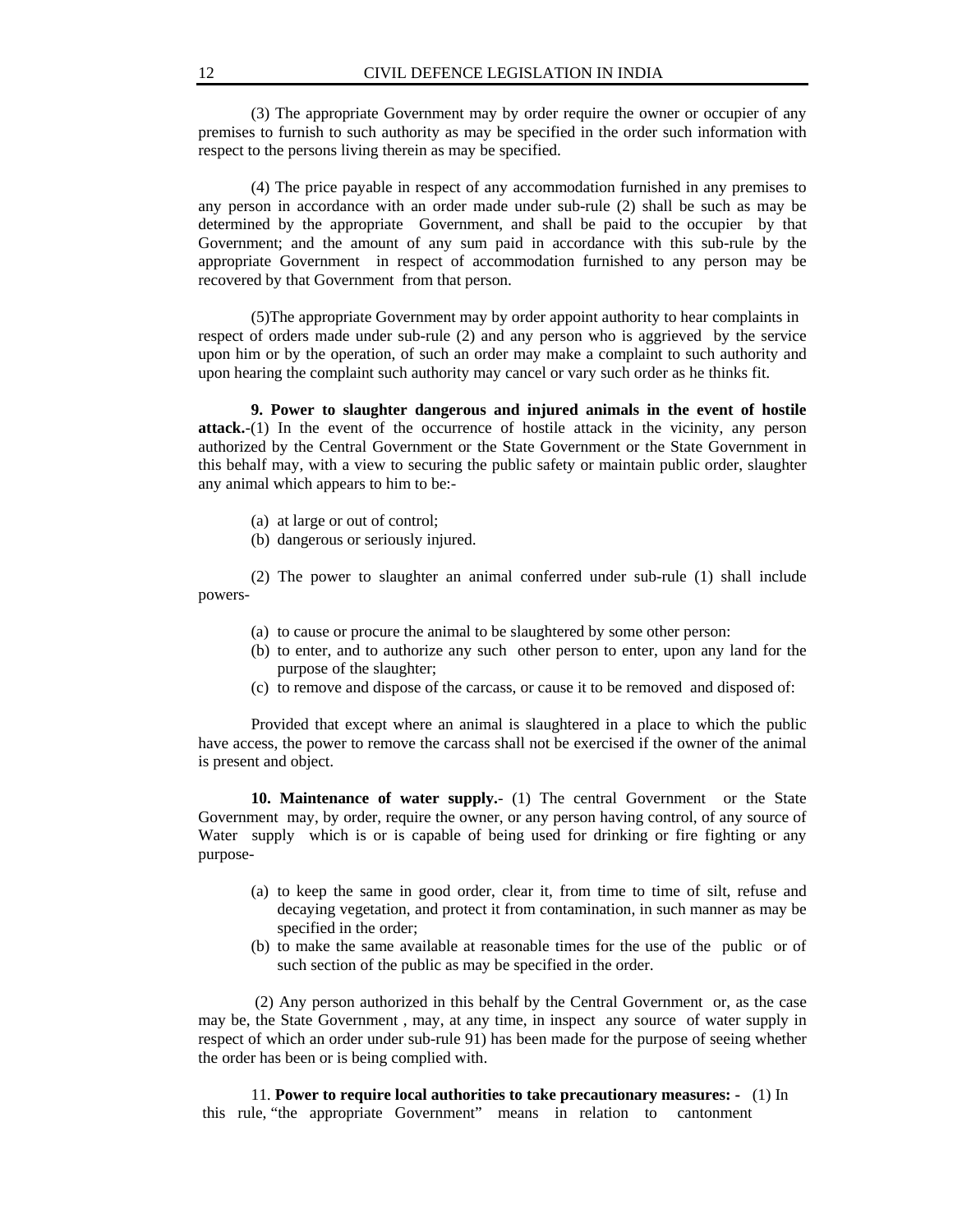(3) The appropriate Government may by order require the owner or occupier of any premises to furnish to such authority as may be specified in the order such information with respect to the persons living therein as may be specified.

(4) The price payable in respect of any accommodation furnished in any premises to any person in accordance with an order made under sub-rule (2) shall be such as may be determined by the appropriate Government, and shall be paid to the occupier by that Government; and the amount of any sum paid in accordance with this sub-rule by the appropriate Government in respect of accommodation furnished to any person may be recovered by that Government from that person.

(5)The appropriate Government may by order appoint authority to hear complaints in respect of orders made under sub-rule (2) and any person who is aggrieved by the service upon him or by the operation, of such an order may make a complaint to such authority and upon hearing the complaint such authority may cancel or vary such order as he thinks fit.

**9. Power to slaughter dangerous and injured animals in the event of hostile attack.**-(1) In the event of the occurrence of hostile attack in the vicinity, any person authorized by the Central Government or the State Government or the State Government in this behalf may, with a view to securing the public safety or maintain public order, slaughter any animal which appears to him to be:-

(a) at large or out of control;
(b) dangerous or seriously injured.

(2) The power to slaughter an animal conferred under sub-rule (1) shall include powers-

(a) to cause or procure the animal to be slaughtered by some other person:
(b) to enter, and to authorize any such other person to enter, upon any land for the purpose of the slaughter;
(c) to remove and dispose of the carcass, or cause it to be removed and disposed of:

Provided that except where an animal is slaughtered in a place to which the public have access, the power to remove the carcass shall not be exercised if the owner of the animal is present and object.

**10. Maintenance of water supply.**- (1) The central Government or the State Government may, by order, require the owner, or any person having control, of any source of Water supply which is or is capable of being used for drinking or fire fighting or any purpose-

(a) to keep the same in good order, clear it, from time to time of silt, refuse and decaying vegetation, and protect it from contamination, in such manner as may be specified in the order;
(b) to make the same available at reasonable times for the use of the public or of such section of the public as may be specified in the order.

(2) Any person authorized in this behalf by the Central Government or, as the case may be, the State Government , may, at any time, in inspect any source of water supply in respect of which an order under sub-rule 91) has been made for the purpose of seeing whether the order has been or is being complied with.

11. **Power to require local authorities to take precautionary measures: -** (1) In this rule, "the appropriate Government" means in relation to cantonment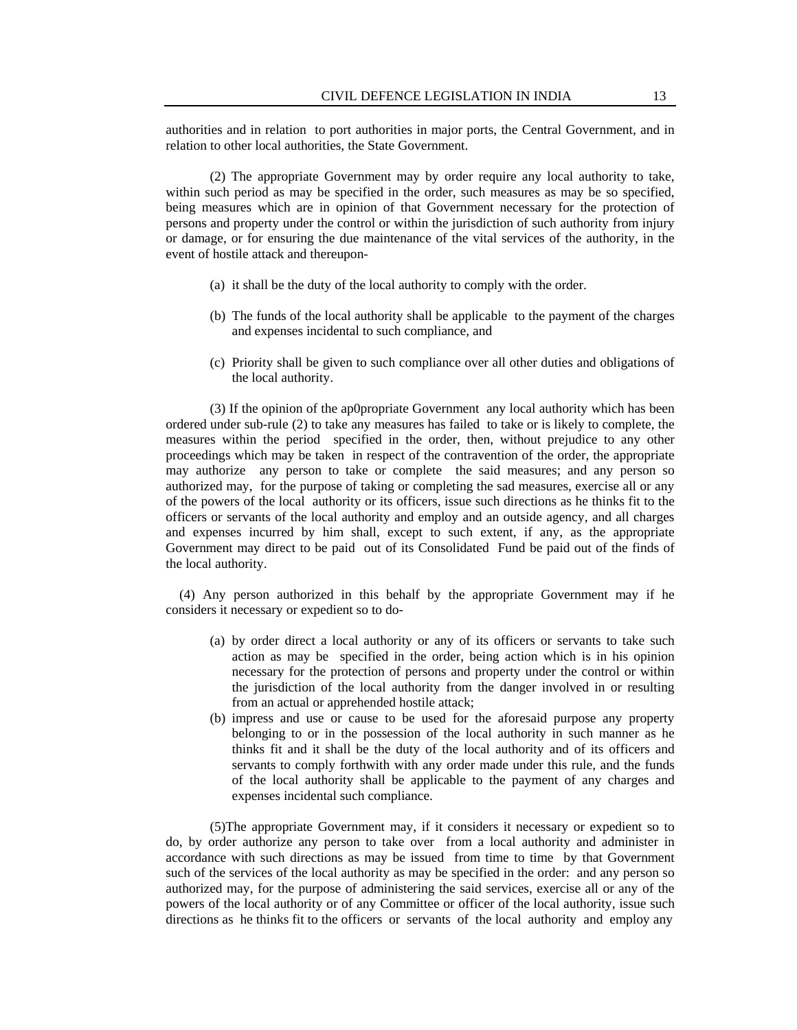authorities and in relation to port authorities in major ports, the Central Government, and in relation to other local authorities, the State Government.

(2) The appropriate Government may by order require any local authority to take, within such period as may be specified in the order, such measures as may be so specified, being measures which are in opinion of that Government necessary for the protection of persons and property under the control or within the jurisdiction of such authority from injury or damage, or for ensuring the due maintenance of the vital services of the authority, in the event of hostile attack and thereupon-

- (a) it shall be the duty of the local authority to comply with the order.
- (b) The funds of the local authority shall be applicable to the payment of the charges and expenses incidental to such compliance, and
- (c) Priority shall be given to such compliance over all other duties and obligations of the local authority.

(3) If the opinion of the ap0propriate Government any local authority which has been ordered under sub-rule (2) to take any measures has failed to take or is likely to complete, the measures within the period specified in the order, then, without prejudice to any other proceedings which may be taken in respect of the contravention of the order, the appropriate may authorize any person to take or complete the said measures; and any person so authorized may, for the purpose of taking or completing the sad measures, exercise all or any of the powers of the local authority or its officers, issue such directions as he thinks fit to the officers or servants of the local authority and employ and an outside agency, and all charges and expenses incurred by him shall, except to such extent, if any, as the appropriate Government may direct to be paid out of its Consolidated Fund be paid out of the finds of the local authority.

(4) Any person authorized in this behalf by the appropriate Government may if he considers it necessary or expedient so to do-

- (a) by order direct a local authority or any of its officers or servants to take such action as may be specified in the order, being action which is in his opinion necessary for the protection of persons and property under the control or within the jurisdiction of the local authority from the danger involved in or resulting from an actual or apprehended hostile attack;
- (b) impress and use or cause to be used for the aforesaid purpose any property belonging to or in the possession of the local authority in such manner as he thinks fit and it shall be the duty of the local authority and of its officers and servants to comply forthwith with any order made under this rule, and the funds of the local authority shall be applicable to the payment of any charges and expenses incidental such compliance.

(5)The appropriate Government may, if it considers it necessary or expedient so to do, by order authorize any person to take over from a local authority and administer in accordance with such directions as may be issued from time to time by that Government such of the services of the local authority as may be specified in the order: and any person so authorized may, for the purpose of administering the said services, exercise all or any of the powers of the local authority or of any Committee or officer of the local authority, issue such directions as he thinks fit to the officers or servants of the local authority and employ any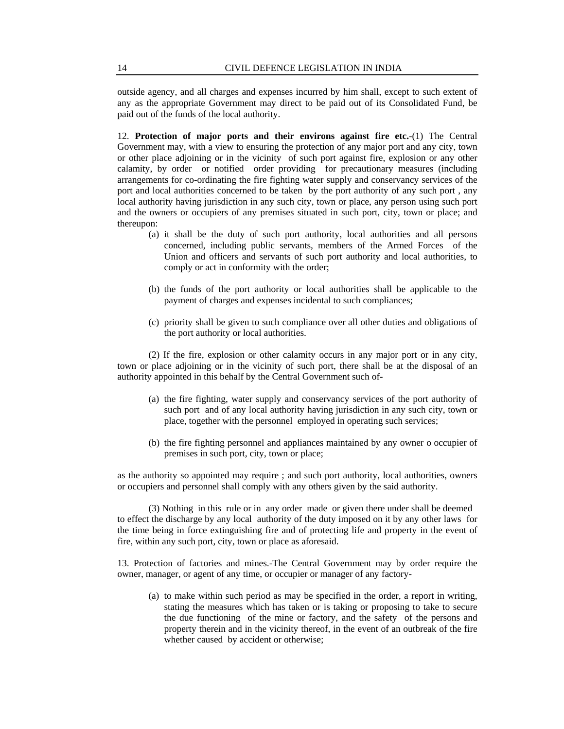outside agency, and all charges and expenses incurred by him shall, except to such extent of any as the appropriate Government may direct to be paid out of its Consolidated Fund, be paid out of the funds of the local authority.

12. **Protection of major ports and their environs against fire etc.**-(1) The Central Government may, with a view to ensuring the protection of any major port and any city, town or other place adjoining or in the vicinity of such port against fire, explosion or any other calamity, by order or notified order providing for precautionary measures (including arrangements for co-ordinating the fire fighting water supply and conservancy services of the port and local authorities concerned to be taken by the port authority of any such port , any local authority having jurisdiction in any such city, town or place, any person using such port and the owners or occupiers of any premises situated in such port, city, town or place; and thereupon:

(a) it shall be the duty of such port authority, local authorities and all persons concerned, including public servants, members of the Armed Forces of the Union and officers and servants of such port authority and local authorities, to comply or act in conformity with the order;

(b) the funds of the port authority or local authorities shall be applicable to the payment of charges and expenses incidental to such compliances;

(c) priority shall be given to such compliance over all other duties and obligations of the port authority or local authorities.

(2) If the fire, explosion or other calamity occurs in any major port or in any city, town or place adjoining or in the vicinity of such port, there shall be at the disposal of an authority appointed in this behalf by the Central Government such of-

(a) the fire fighting, water supply and conservancy services of the port authority of such port and of any local authority having jurisdiction in any such city, town or place, together with the personnel employed in operating such services;

(b) the fire fighting personnel and appliances maintained by any owner o occupier of premises in such port, city, town or place;

as the authority so appointed may require ; and such port authority, local authorities, owners or occupiers and personnel shall comply with any others given by the said authority.

(3) Nothing in this rule or in any order made or given there under shall be deemed to effect the discharge by any local authority of the duty imposed on it by any other laws for the time being in force extinguishing fire and of protecting life and property in the event of fire, within any such port, city, town or place as aforesaid.

13. Protection of factories and mines.-The Central Government may by order require the owner, manager, or agent of any time, or occupier or manager of any factory-

(a) to make within such period as may be specified in the order, a report in writing, stating the measures which has taken or is taking or proposing to take to secure the due functioning of the mine or factory, and the safety of the persons and property therein and in the vicinity thereof, in the event of an outbreak of the fire whether caused by accident or otherwise;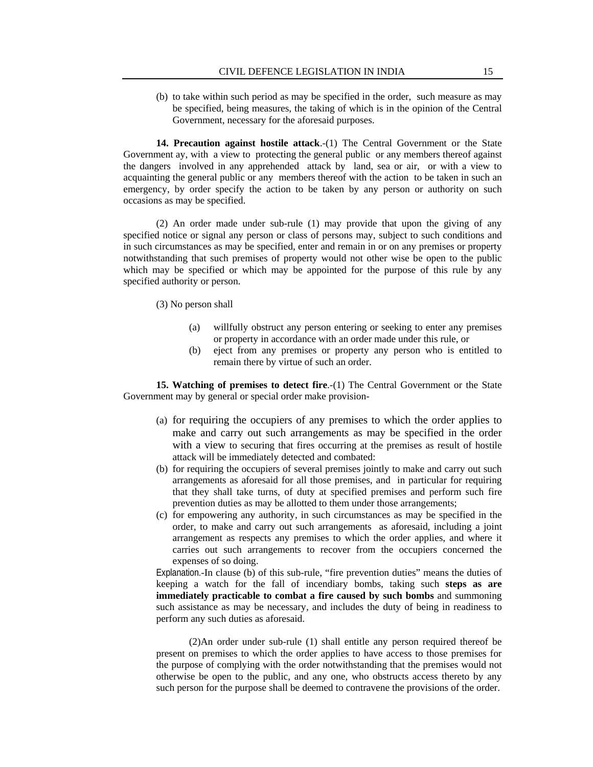(b) to take within such period as may be specified in the order, such measure as may be specified, being measures, the taking of which is in the opinion of the Central Government, necessary for the aforesaid purposes.

**14. Precaution against hostile attack**.-(1) The Central Government or the State Government ay, with a view to protecting the general public or any members thereof against the dangers involved in any apprehended attack by land, sea or air, or with a view to acquainting the general public or any members thereof with the action to be taken in such an emergency, by order specify the action to be taken by any person or authority on such occasions as may be specified.

(2) An order made under sub-rule (1) may provide that upon the giving of any specified notice or signal any person or class of persons may, subject to such conditions and in such circumstances as may be specified, enter and remain in or on any premises or property notwithstanding that such premises of property would not other wise be open to the public which may be specified or which may be appointed for the purpose of this rule by any specified authority or person.

(3) No person shall

- (a) willfully obstruct any person entering or seeking to enter any premises or property in accordance with an order made under this rule, or
- (b) eject from any premises or property any person who is entitled to remain there by virtue of such an order.

**15. Watching of premises to detect fire**.-(1) The Central Government or the State Government may by general or special order make provision-

- (a) for requiring the occupiers of any premises to which the order applies to make and carry out such arrangements as may be specified in the order with a view to securing that fires occurring at the premises as result of hostile attack will be immediately detected and combated:
- (b) for requiring the occupiers of several premises jointly to make and carry out such arrangements as aforesaid for all those premises, and in particular for requiring that they shall take turns, of duty at specified premises and perform such fire prevention duties as may be allotted to them under those arrangements;
- (c) for empowering any authority, in such circumstances as may be specified in the order, to make and carry out such arrangements as aforesaid, including a joint arrangement as respects any premises to which the order applies, and where it carries out such arrangements to recover from the occupiers concerned the expenses of so doing.

Explanation.-In clause (b) of this sub-rule, "fire prevention duties" means the duties of keeping a watch for the fall of incendiary bombs, taking such **steps as are immediately practicable to combat a fire caused by such bombs** and summoning such assistance as may be necessary, and includes the duty of being in readiness to perform any such duties as aforesaid.

(2)An order under sub-rule (1) shall entitle any person required thereof be present on premises to which the order applies to have access to those premises for the purpose of complying with the order notwithstanding that the premises would not otherwise be open to the public, and any one, who obstructs access thereto by any such person for the purpose shall be deemed to contravene the provisions of the order.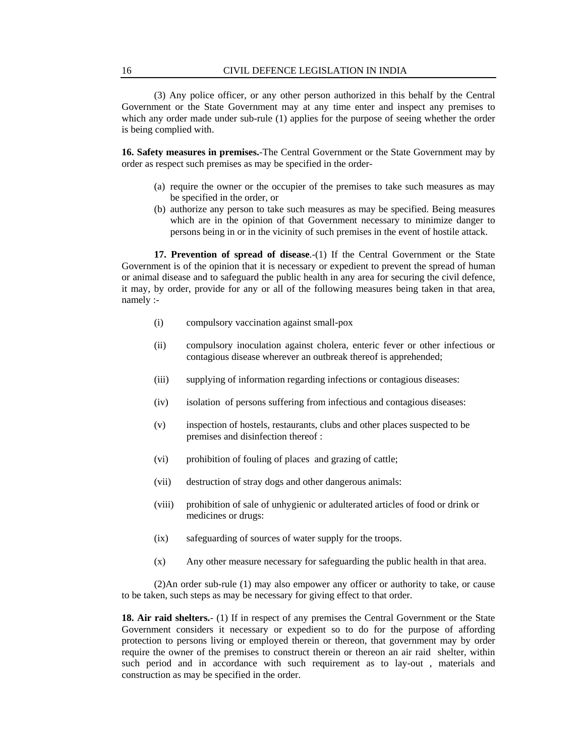(3) Any police officer, or any other person authorized in this behalf by the Central Government or the State Government may at any time enter and inspect any premises to which any order made under sub-rule (1) applies for the purpose of seeing whether the order is being complied with.

**16. Safety measures in premises.**-The Central Government or the State Government may by order as respect such premises as may be specified in the order-

(a) require the owner or the occupier of the premises to take such measures as may be specified in the order, or

(b) authorize any person to take such measures as may be specified. Being measures which are in the opinion of that Government necessary to minimize danger to persons being in or in the vicinity of such premises in the event of hostile attack.

**17. Prevention of spread of disease**.-(1) If the Central Government or the State Government is of the opinion that it is necessary or expedient to prevent the spread of human or animal disease and to safeguard the public health in any area for securing the civil defence, it may, by order, provide for any or all of the following measures being taken in that area, namely :-

(i) compulsory vaccination against small-pox

(ii) compulsory inoculation against cholera, enteric fever or other infectious or contagious disease wherever an outbreak thereof is apprehended;

(iii) supplying of information regarding infections or contagious diseases:

(iv) isolation of persons suffering from infectious and contagious diseases:

(v) inspection of hostels, restaurants, clubs and other places suspected to be premises and disinfection thereof :

(vi) prohibition of fouling of places and grazing of cattle;

(vii) destruction of stray dogs and other dangerous animals:

(viii) prohibition of sale of unhygienic or adulterated articles of food or drink or medicines or drugs:

(ix) safeguarding of sources of water supply for the troops.

(x) Any other measure necessary for safeguarding the public health in that area.

(2)An order sub-rule (1) may also empower any officer or authority to take, or cause to be taken, such steps as may be necessary for giving effect to that order.

**18. Air raid shelters.**- (1) If in respect of any premises the Central Government or the State Government considers it necessary or expedient so to do for the purpose of affording protection to persons living or employed therein or thereon, that government may by order require the owner of the premises to construct therein or thereon an air raid shelter, within such period and in accordance with such requirement as to lay-out , materials and construction as may be specified in the order.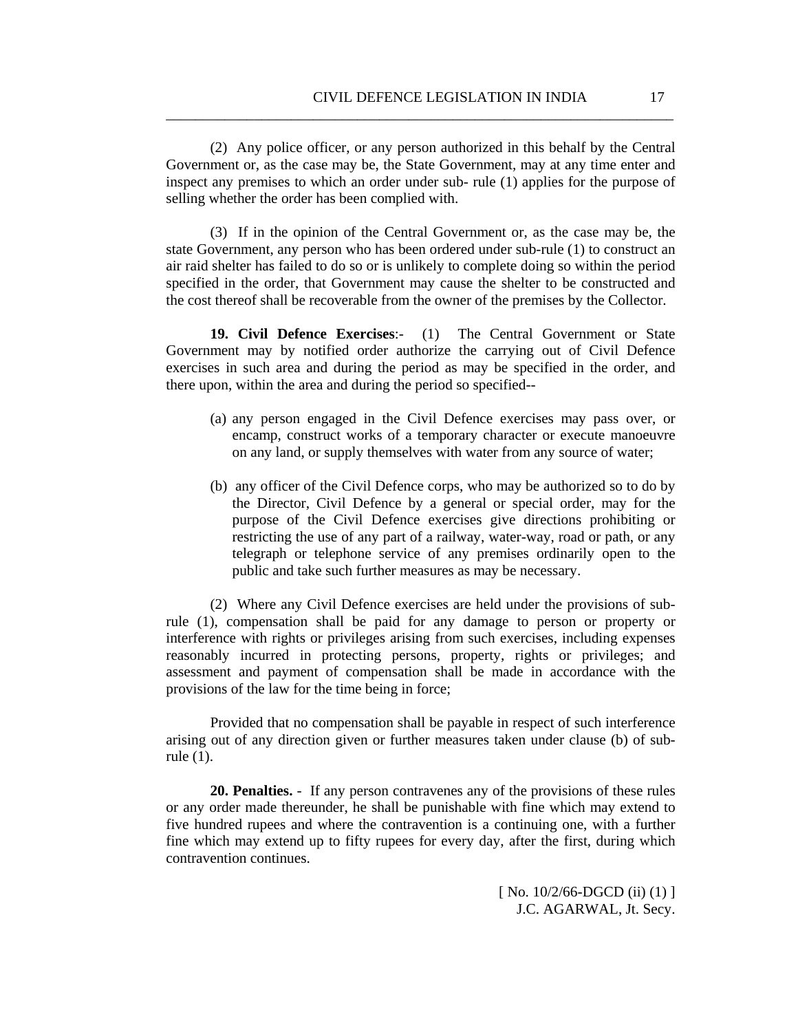(2) Any police officer, or any person authorized in this behalf by the Central Government or, as the case may be, the State Government, may at any time enter and inspect any premises to which an order under sub- rule (1) applies for the purpose of selling whether the order has been complied with.

(3) If in the opinion of the Central Government or, as the case may be, the state Government, any person who has been ordered under sub-rule (1) to construct an air raid shelter has failed to do so or is unlikely to complete doing so within the period specified in the order, that Government may cause the shelter to be constructed and the cost thereof shall be recoverable from the owner of the premises by the Collector.

**19. Civil Defence Exercises**:- (1) The Central Government or State Government may by notified order authorize the carrying out of Civil Defence exercises in such area and during the period as may be specified in the order, and there upon, within the area and during the period so specified--

(a) any person engaged in the Civil Defence exercises may pass over, or encamp, construct works of a temporary character or execute manoeuvre on any land, or supply themselves with water from any source of water;

(b) any officer of the Civil Defence corps, who may be authorized so to do by the Director, Civil Defence by a general or special order, may for the purpose of the Civil Defence exercises give directions prohibiting or restricting the use of any part of a railway, water-way, road or path, or any telegraph or telephone service of any premises ordinarily open to the public and take such further measures as may be necessary.

(2) Where any Civil Defence exercises are held under the provisions of sub-rule (1), compensation shall be paid for any damage to person or property or interference with rights or privileges arising from such exercises, including expenses reasonably incurred in protecting persons, property, rights or privileges; and assessment and payment of compensation shall be made in accordance with the provisions of the law for the time being in force;

Provided that no compensation shall be payable in respect of such interference arising out of any direction given or further measures taken under clause (b) of sub-rule (1).

**20. Penalties.** - If any person contravenes any of the provisions of these rules or any order made thereunder, he shall be punishable with fine which may extend to five hundred rupees and where the contravention is a continuing one, with a further fine which may extend up to fifty rupees for every day, after the first, during which contravention continues.

[ No. 10/2/66-DGCD (ii) (1) ]
J.C. AGARWAL, Jt. Secy.